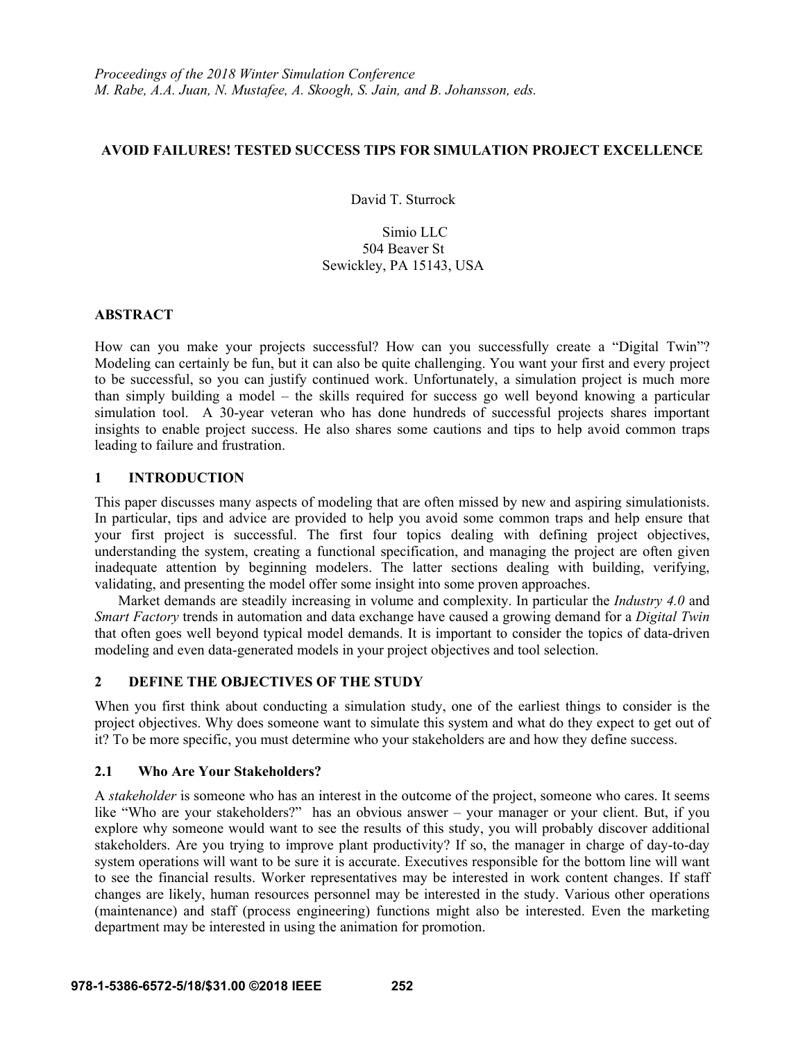*Proceedings of the 2018 Winter Simulation Conference*
*M. Rabe, A.A. Juan, N. Mustafee, A. Skoogh, S. Jain, and B. Johansson, eds.*

# AVOID FAILURES! TESTED SUCCESS TIPS FOR SIMULATION PROJECT EXCELLENCE

David T. Sturrock

Simio LLC
504 Beaver St
Sewickley, PA 15143, USA

## ABSTRACT

How can you make your projects successful? How can you successfully create a "Digital Twin"? Modeling can certainly be fun, but it can also be quite challenging. You want your first and every project to be successful, so you can justify continued work. Unfortunately, a simulation project is much more than simply building a model – the skills required for success go well beyond knowing a particular simulation tool. A 30-year veteran who has done hundreds of successful projects shares important insights to enable project success. He also shares some cautions and tips to help avoid common traps leading to failure and frustration.

## 1 INTRODUCTION

This paper discusses many aspects of modeling that are often missed by new and aspiring simulationists. In particular, tips and advice are provided to help you avoid some common traps and help ensure that your first project is successful. The first four topics dealing with defining project objectives, understanding the system, creating a functional specification, and managing the project are often given inadequate attention by beginning modelers. The latter sections dealing with building, verifying, validating, and presenting the model offer some insight into some proven approaches.

Market demands are steadily increasing in volume and complexity. In particular the *Industry 4.0* and *Smart Factory* trends in automation and data exchange have caused a growing demand for a *Digital Twin* that often goes well beyond typical model demands. It is important to consider the topics of data-driven modeling and even data-generated models in your project objectives and tool selection.

## 2 DEFINE THE OBJECTIVES OF THE STUDY

When you first think about conducting a simulation study, one of the earliest things to consider is the project objectives. Why does someone want to simulate this system and what do they expect to get out of it? To be more specific, you must determine who your stakeholders are and how they define success.

### 2.1 Who Are Your Stakeholders?

A *stakeholder* is someone who has an interest in the outcome of the project, someone who cares. It seems like "Who are your stakeholders?" has an obvious answer – your manager or your client. But, if you explore why someone would want to see the results of this study, you will probably discover additional stakeholders. Are you trying to improve plant productivity? If so, the manager in charge of day-to-day system operations will want to be sure it is accurate. Executives responsible for the bottom line will want to see the financial results. Worker representatives may be interested in work content changes. If staff changes are likely, human resources personnel may be interested in the study. Various other operations (maintenance) and staff (process engineering) functions might also be interested. Even the marketing department may be interested in using the animation for promotion.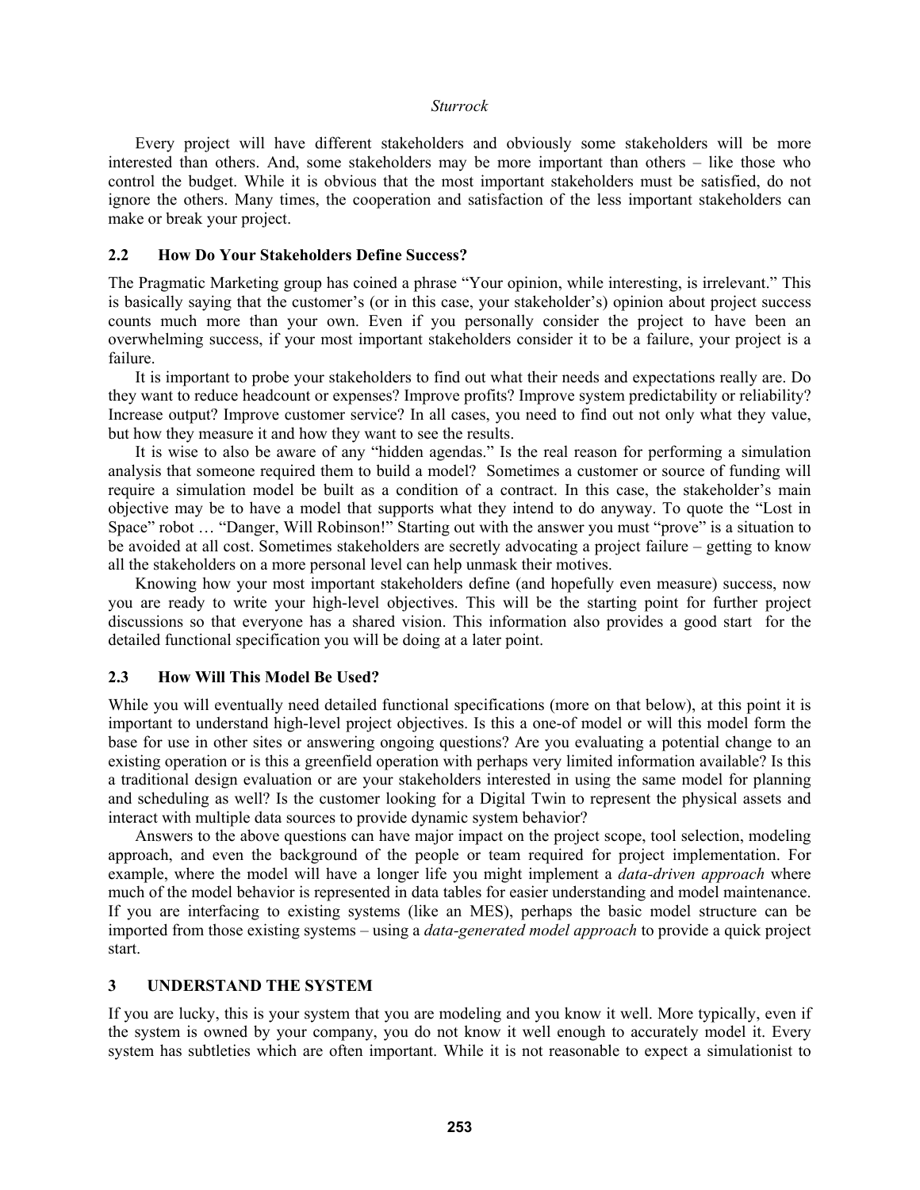Every project will have different stakeholders and obviously some stakeholders will be more interested than others. And, some stakeholders may be more important than others – like those who control the budget. While it is obvious that the most important stakeholders must be satisfied, do not ignore the others. Many times, the cooperation and satisfaction of the less important stakeholders can make or break your project.

### 2.2 How Do Your Stakeholders Define Success?

The Pragmatic Marketing group has coined a phrase "Your opinion, while interesting, is irrelevant." This is basically saying that the customer's (or in this case, your stakeholder's) opinion about project success counts much more than your own. Even if you personally consider the project to have been an overwhelming success, if your most important stakeholders consider it to be a failure, your project is a failure.

It is important to probe your stakeholders to find out what their needs and expectations really are. Do they want to reduce headcount or expenses? Improve profits? Improve system predictability or reliability? Increase output? Improve customer service? In all cases, you need to find out not only what they value, but how they measure it and how they want to see the results.

It is wise to also be aware of any "hidden agendas." Is the real reason for performing a simulation analysis that someone required them to build a model? Sometimes a customer or source of funding will require a simulation model be built as a condition of a contract. In this case, the stakeholder's main objective may be to have a model that supports what they intend to do anyway. To quote the "Lost in Space" robot … "Danger, Will Robinson!" Starting out with the answer you must "prove" is a situation to be avoided at all cost. Sometimes stakeholders are secretly advocating a project failure – getting to know all the stakeholders on a more personal level can help unmask their motives.

Knowing how your most important stakeholders define (and hopefully even measure) success, now you are ready to write your high-level objectives. This will be the starting point for further project discussions so that everyone has a shared vision. This information also provides a good start for the detailed functional specification you will be doing at a later point.

### 2.3 How Will This Model Be Used?

While you will eventually need detailed functional specifications (more on that below), at this point it is important to understand high-level project objectives. Is this a one-of model or will this model form the base for use in other sites or answering ongoing questions? Are you evaluating a potential change to an existing operation or is this a greenfield operation with perhaps very limited information available? Is this a traditional design evaluation or are your stakeholders interested in using the same model for planning and scheduling as well? Is the customer looking for a Digital Twin to represent the physical assets and interact with multiple data sources to provide dynamic system behavior?

Answers to the above questions can have major impact on the project scope, tool selection, modeling approach, and even the background of the people or team required for project implementation. For example, where the model will have a longer life you might implement a *data-driven approach* where much of the model behavior is represented in data tables for easier understanding and model maintenance. If you are interfacing to existing systems (like an MES), perhaps the basic model structure can be imported from those existing systems – using a *data-generated model approach* to provide a quick project start.

## 3 UNDERSTAND THE SYSTEM

If you are lucky, this is your system that you are modeling and you know it well. More typically, even if the system is owned by your company, you do not know it well enough to accurately model it. Every system has subtleties which are often important. While it is not reasonable to expect a simulationist to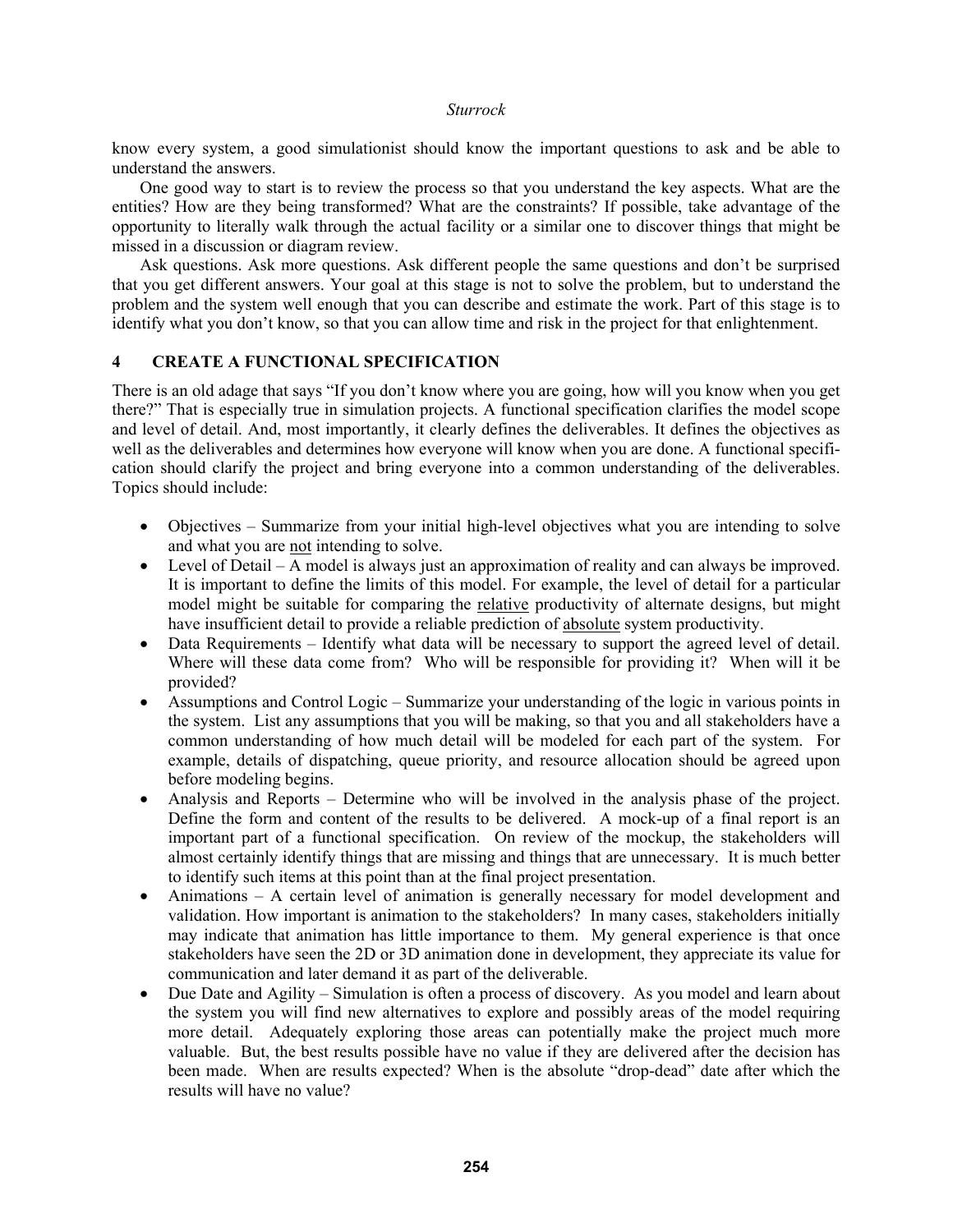know every system, a good simulationist should know the important questions to ask and be able to understand the answers.

One good way to start is to review the process so that you understand the key aspects. What are the entities? How are they being transformed? What are the constraints? If possible, take advantage of the opportunity to literally walk through the actual facility or a similar one to discover things that might be missed in a discussion or diagram review.

Ask questions. Ask more questions. Ask different people the same questions and don't be surprised that you get different answers. Your goal at this stage is not to solve the problem, but to understand the problem and the system well enough that you can describe and estimate the work. Part of this stage is to identify what you don't know, so that you can allow time and risk in the project for that enlightenment.

## 4 CREATE A FUNCTIONAL SPECIFICATION

There is an old adage that says "If you don't know where you are going, how will you know when you get there?" That is especially true in simulation projects. A functional specification clarifies the model scope and level of detail. And, most importantly, it clearly defines the deliverables. It defines the objectives as well as the deliverables and determines how everyone will know when you are done. A functional specification should clarify the project and bring everyone into a common understanding of the deliverables. Topics should include:

- Objectives – Summarize from your initial high-level objectives what you are intending to solve and what you are <u>not</u> intending to solve.
- Level of Detail – A model is always just an approximation of reality and can always be improved. It is important to define the limits of this model. For example, the level of detail for a particular model might be suitable for comparing the <u>relative</u> productivity of alternate designs, but might have insufficient detail to provide a reliable prediction of <u>absolute</u> system productivity.
- Data Requirements – Identify what data will be necessary to support the agreed level of detail. Where will these data come from? Who will be responsible for providing it? When will it be provided?
- Assumptions and Control Logic – Summarize your understanding of the logic in various points in the system. List any assumptions that you will be making, so that you and all stakeholders have a common understanding of how much detail will be modeled for each part of the system. For example, details of dispatching, queue priority, and resource allocation should be agreed upon before modeling begins.
- Analysis and Reports – Determine who will be involved in the analysis phase of the project. Define the form and content of the results to be delivered. A mock-up of a final report is an important part of a functional specification. On review of the mockup, the stakeholders will almost certainly identify things that are missing and things that are unnecessary. It is much better to identify such items at this point than at the final project presentation.
- Animations – A certain level of animation is generally necessary for model development and validation. How important is animation to the stakeholders? In many cases, stakeholders initially may indicate that animation has little importance to them. My general experience is that once stakeholders have seen the 2D or 3D animation done in development, they appreciate its value for communication and later demand it as part of the deliverable.
- Due Date and Agility – Simulation is often a process of discovery. As you model and learn about the system you will find new alternatives to explore and possibly areas of the model requiring more detail. Adequately exploring those areas can potentially make the project much more valuable. But, the best results possible have no value if they are delivered after the decision has been made. When are results expected? When is the absolute "drop-dead" date after which the results will have no value?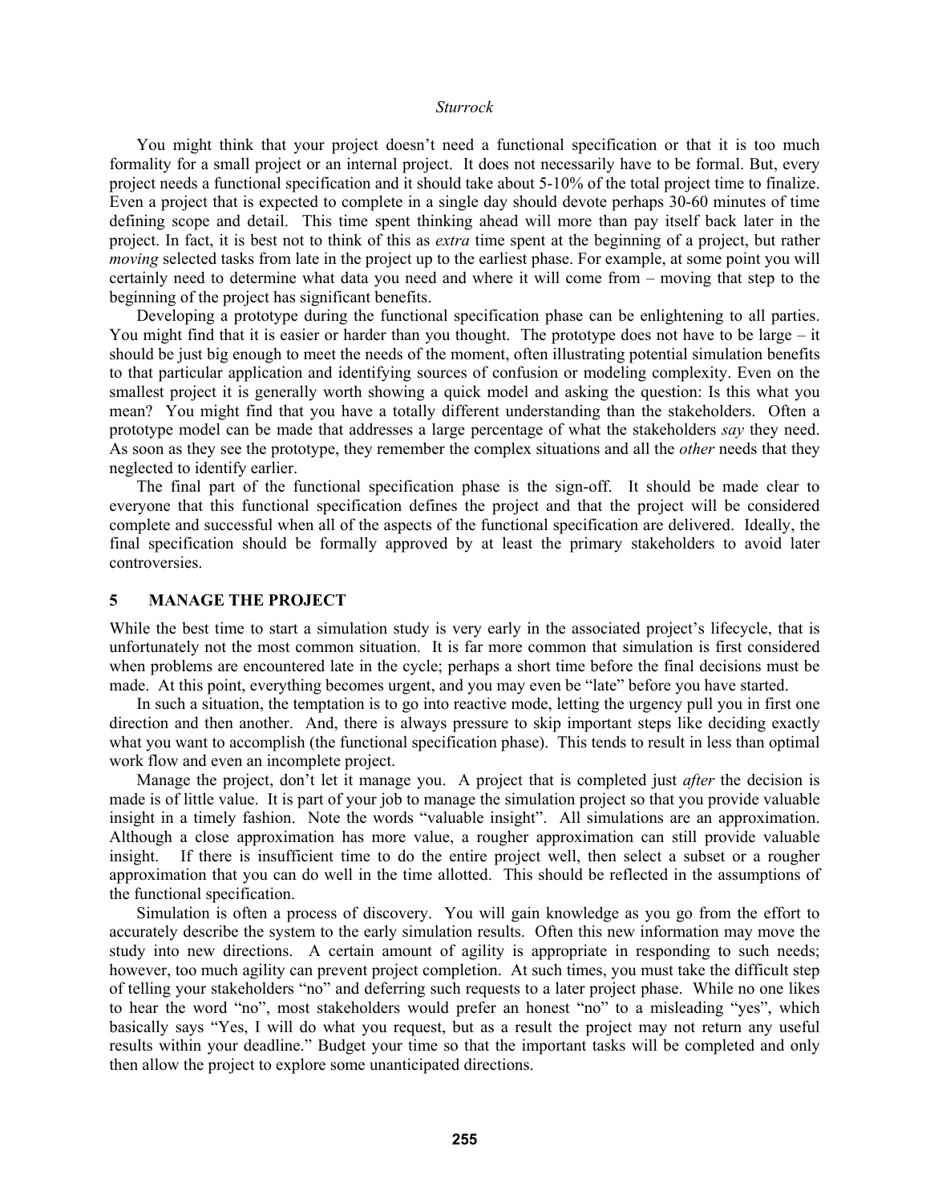You might think that your project doesn't need a functional specification or that it is too much formality for a small project or an internal project. It does not necessarily have to be formal. But, every project needs a functional specification and it should take about 5-10% of the total project time to finalize. Even a project that is expected to complete in a single day should devote perhaps 30-60 minutes of time defining scope and detail. This time spent thinking ahead will more than pay itself back later in the project. In fact, it is best not to think of this as *extra* time spent at the beginning of a project, but rather *moving* selected tasks from late in the project up to the earliest phase. For example, at some point you will certainly need to determine what data you need and where it will come from – moving that step to the beginning of the project has significant benefits.

Developing a prototype during the functional specification phase can be enlightening to all parties. You might find that it is easier or harder than you thought. The prototype does not have to be large – it should be just big enough to meet the needs of the moment, often illustrating potential simulation benefits to that particular application and identifying sources of confusion or modeling complexity. Even on the smallest project it is generally worth showing a quick model and asking the question: Is this what you mean? You might find that you have a totally different understanding than the stakeholders. Often a prototype model can be made that addresses a large percentage of what the stakeholders *say* they need. As soon as they see the prototype, they remember the complex situations and all the *other* needs that they neglected to identify earlier.

The final part of the functional specification phase is the sign-off. It should be made clear to everyone that this functional specification defines the project and that the project will be considered complete and successful when all of the aspects of the functional specification are delivered. Ideally, the final specification should be formally approved by at least the primary stakeholders to avoid later controversies.

## 5 MANAGE THE PROJECT

While the best time to start a simulation study is very early in the associated project's lifecycle, that is unfortunately not the most common situation. It is far more common that simulation is first considered when problems are encountered late in the cycle; perhaps a short time before the final decisions must be made. At this point, everything becomes urgent, and you may even be "late" before you have started.

In such a situation, the temptation is to go into reactive mode, letting the urgency pull you in first one direction and then another. And, there is always pressure to skip important steps like deciding exactly what you want to accomplish (the functional specification phase). This tends to result in less than optimal work flow and even an incomplete project.

Manage the project, don't let it manage you. A project that is completed just *after* the decision is made is of little value. It is part of your job to manage the simulation project so that you provide valuable insight in a timely fashion. Note the words "valuable insight". All simulations are an approximation. Although a close approximation has more value, a rougher approximation can still provide valuable insight. If there is insufficient time to do the entire project well, then select a subset or a rougher approximation that you can do well in the time allotted. This should be reflected in the assumptions of the functional specification.

Simulation is often a process of discovery. You will gain knowledge as you go from the effort to accurately describe the system to the early simulation results. Often this new information may move the study into new directions. A certain amount of agility is appropriate in responding to such needs; however, too much agility can prevent project completion. At such times, you must take the difficult step of telling your stakeholders "no" and deferring such requests to a later project phase. While no one likes to hear the word "no", most stakeholders would prefer an honest "no" to a misleading "yes", which basically says "Yes, I will do what you request, but as a result the project may not return any useful results within your deadline." Budget your time so that the important tasks will be completed and only then allow the project to explore some unanticipated directions.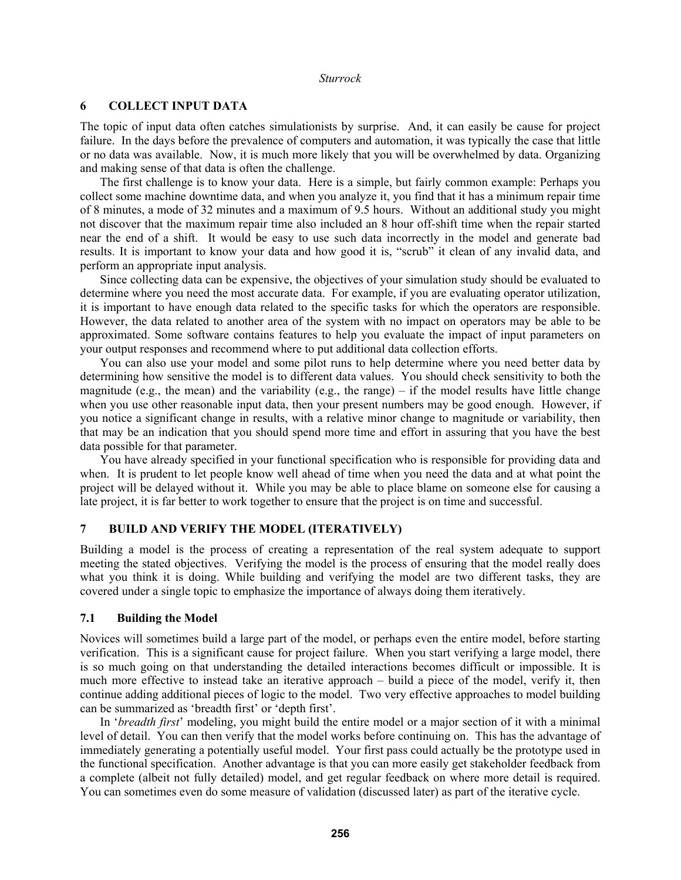## 6 COLLECT INPUT DATA

The topic of input data often catches simulationists by surprise. And, it can easily be cause for project failure. In the days before the prevalence of computers and automation, it was typically the case that little or no data was available. Now, it is much more likely that you will be overwhelmed by data. Organizing and making sense of that data is often the challenge.

The first challenge is to know your data. Here is a simple, but fairly common example: Perhaps you collect some machine downtime data, and when you analyze it, you find that it has a minimum repair time of 8 minutes, a mode of 32 minutes and a maximum of 9.5 hours. Without an additional study you might not discover that the maximum repair time also included an 8 hour off-shift time when the repair started near the end of a shift. It would be easy to use such data incorrectly in the model and generate bad results. It is important to know your data and how good it is, "scrub" it clean of any invalid data, and perform an appropriate input analysis.

Since collecting data can be expensive, the objectives of your simulation study should be evaluated to determine where you need the most accurate data. For example, if you are evaluating operator utilization, it is important to have enough data related to the specific tasks for which the operators are responsible. However, the data related to another area of the system with no impact on operators may be able to be approximated. Some software contains features to help you evaluate the impact of input parameters on your output responses and recommend where to put additional data collection efforts.

You can also use your model and some pilot runs to help determine where you need better data by determining how sensitive the model is to different data values. You should check sensitivity to both the magnitude (e.g., the mean) and the variability (e.g., the range) – if the model results have little change when you use other reasonable input data, then your present numbers may be good enough. However, if you notice a significant change in results, with a relative minor change to magnitude or variability, then that may be an indication that you should spend more time and effort in assuring that you have the best data possible for that parameter.

You have already specified in your functional specification who is responsible for providing data and when. It is prudent to let people know well ahead of time when you need the data and at what point the project will be delayed without it. While you may be able to place blame on someone else for causing a late project, it is far better to work together to ensure that the project is on time and successful.

## 7 BUILD AND VERIFY THE MODEL (ITERATIVELY)

Building a model is the process of creating a representation of the real system adequate to support meeting the stated objectives. Verifying the model is the process of ensuring that the model really does what you think it is doing. While building and verifying the model are two different tasks, they are covered under a single topic to emphasize the importance of always doing them iteratively.

### 7.1 Building the Model

Novices will sometimes build a large part of the model, or perhaps even the entire model, before starting verification. This is a significant cause for project failure. When you start verifying a large model, there is so much going on that understanding the detailed interactions becomes difficult or impossible. It is much more effective to instead take an iterative approach – build a piece of the model, verify it, then continue adding additional pieces of logic to the model. Two very effective approaches to model building can be summarized as 'breadth first' or 'depth first'.

In '*breadth first*' modeling, you might build the entire model or a major section of it with a minimal level of detail. You can then verify that the model works before continuing on. This has the advantage of immediately generating a potentially useful model. Your first pass could actually be the prototype used in the functional specification. Another advantage is that you can more easily get stakeholder feedback from a complete (albeit not fully detailed) model, and get regular feedback on where more detail is required. You can sometimes even do some measure of validation (discussed later) as part of the iterative cycle.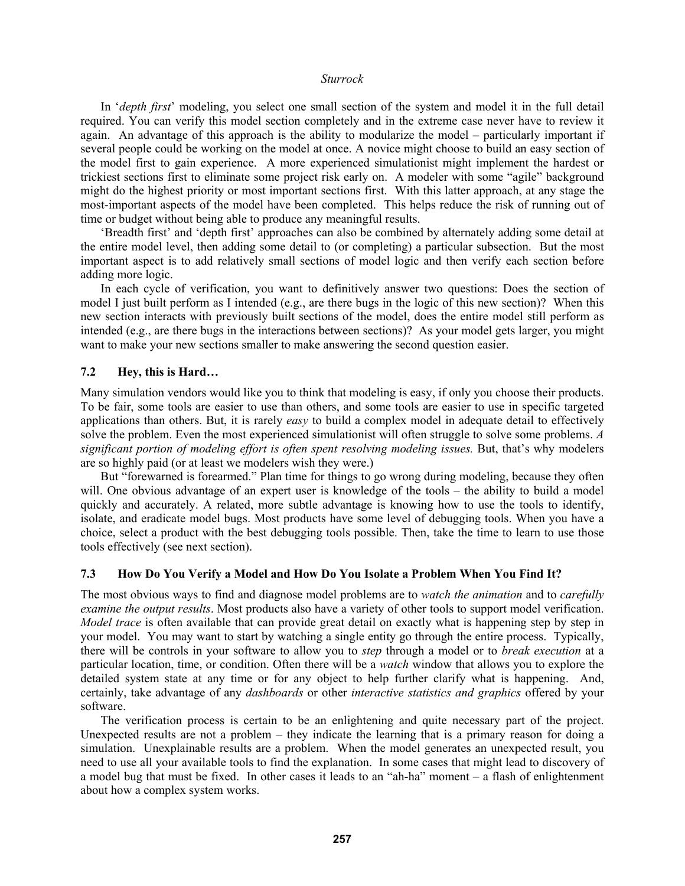In '*depth first*' modeling, you select one small section of the system and model it in the full detail required. You can verify this model section completely and in the extreme case never have to review it again. An advantage of this approach is the ability to modularize the model – particularly important if several people could be working on the model at once. A novice might choose to build an easy section of the model first to gain experience. A more experienced simulationist might implement the hardest or trickiest sections first to eliminate some project risk early on. A modeler with some "agile" background might do the highest priority or most important sections first. With this latter approach, at any stage the most-important aspects of the model have been completed. This helps reduce the risk of running out of time or budget without being able to produce any meaningful results.

'Breadth first' and 'depth first' approaches can also be combined by alternately adding some detail at the entire model level, then adding some detail to (or completing) a particular subsection. But the most important aspect is to add relatively small sections of model logic and then verify each section before adding more logic.

In each cycle of verification, you want to definitively answer two questions: Does the section of model I just built perform as I intended (e.g., are there bugs in the logic of this new section)? When this new section interacts with previously built sections of the model, does the entire model still perform as intended (e.g., are there bugs in the interactions between sections)? As your model gets larger, you might want to make your new sections smaller to make answering the second question easier.

### 7.2 Hey, this is Hard…

Many simulation vendors would like you to think that modeling is easy, if only you choose their products. To be fair, some tools are easier to use than others, and some tools are easier to use in specific targeted applications than others. But, it is rarely *easy* to build a complex model in adequate detail to effectively solve the problem. Even the most experienced simulationist will often struggle to solve some problems. *A significant portion of modeling effort is often spent resolving modeling issues.* But, that's why modelers are so highly paid (or at least we modelers wish they were.)

But "forewarned is forearmed." Plan time for things to go wrong during modeling, because they often will. One obvious advantage of an expert user is knowledge of the tools – the ability to build a model quickly and accurately. A related, more subtle advantage is knowing how to use the tools to identify, isolate, and eradicate model bugs. Most products have some level of debugging tools. When you have a choice, select a product with the best debugging tools possible. Then, take the time to learn to use those tools effectively (see next section).

### 7.3 How Do You Verify a Model and How Do You Isolate a Problem When You Find It?

The most obvious ways to find and diagnose model problems are to *watch the animation* and to *carefully examine the output results*. Most products also have a variety of other tools to support model verification. *Model trace* is often available that can provide great detail on exactly what is happening step by step in your model. You may want to start by watching a single entity go through the entire process. Typically, there will be controls in your software to allow you to *step* through a model or to *break execution* at a particular location, time, or condition. Often there will be a *watch* window that allows you to explore the detailed system state at any time or for any object to help further clarify what is happening. And, certainly, take advantage of any *dashboards* or other *interactive statistics and graphics* offered by your software.

The verification process is certain to be an enlightening and quite necessary part of the project. Unexpected results are not a problem – they indicate the learning that is a primary reason for doing a simulation. Unexplainable results are a problem. When the model generates an unexpected result, you need to use all your available tools to find the explanation. In some cases that might lead to discovery of a model bug that must be fixed. In other cases it leads to an "ah-ha" moment – a flash of enlightenment about how a complex system works.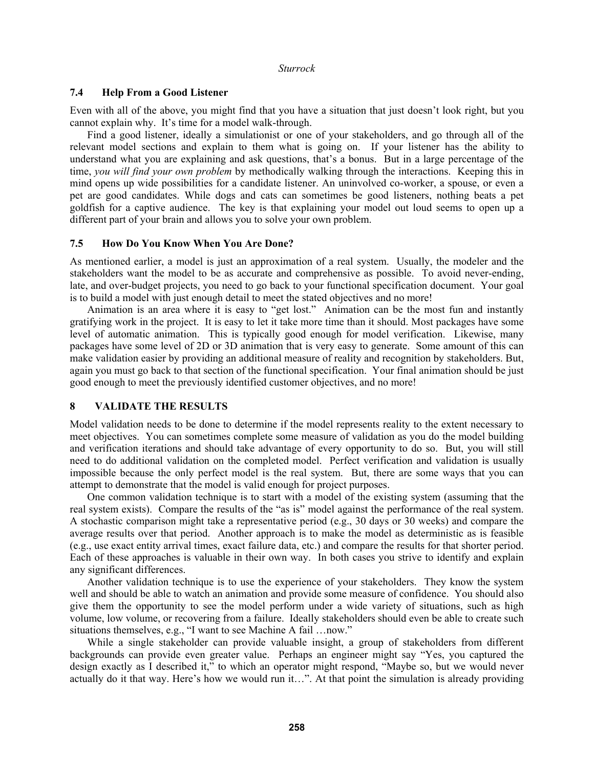### 7.4 Help From a Good Listener

Even with all of the above, you might find that you have a situation that just doesn't look right, but you cannot explain why. It's time for a model walk-through.

Find a good listener, ideally a simulationist or one of your stakeholders, and go through all of the relevant model sections and explain to them what is going on. If your listener has the ability to understand what you are explaining and ask questions, that's a bonus. But in a large percentage of the time, *you will find your own problem* by methodically walking through the interactions. Keeping this in mind opens up wide possibilities for a candidate listener. An uninvolved co-worker, a spouse, or even a pet are good candidates. While dogs and cats can sometimes be good listeners, nothing beats a pet goldfish for a captive audience. The key is that explaining your model out loud seems to open up a different part of your brain and allows you to solve your own problem.

### 7.5 How Do You Know When You Are Done?

As mentioned earlier, a model is just an approximation of a real system. Usually, the modeler and the stakeholders want the model to be as accurate and comprehensive as possible. To avoid never-ending, late, and over-budget projects, you need to go back to your functional specification document. Your goal is to build a model with just enough detail to meet the stated objectives and no more!

Animation is an area where it is easy to "get lost." Animation can be the most fun and instantly gratifying work in the project. It is easy to let it take more time than it should. Most packages have some level of automatic animation. This is typically good enough for model verification. Likewise, many packages have some level of 2D or 3D animation that is very easy to generate. Some amount of this can make validation easier by providing an additional measure of reality and recognition by stakeholders. But, again you must go back to that section of the functional specification. Your final animation should be just good enough to meet the previously identified customer objectives, and no more!

## 8 VALIDATE THE RESULTS

Model validation needs to be done to determine if the model represents reality to the extent necessary to meet objectives. You can sometimes complete some measure of validation as you do the model building and verification iterations and should take advantage of every opportunity to do so. But, you will still need to do additional validation on the completed model. Perfect verification and validation is usually impossible because the only perfect model is the real system. But, there are some ways that you can attempt to demonstrate that the model is valid enough for project purposes.

One common validation technique is to start with a model of the existing system (assuming that the real system exists). Compare the results of the "as is" model against the performance of the real system. A stochastic comparison might take a representative period (e.g., 30 days or 30 weeks) and compare the average results over that period. Another approach is to make the model as deterministic as is feasible (e.g., use exact entity arrival times, exact failure data, etc.) and compare the results for that shorter period. Each of these approaches is valuable in their own way. In both cases you strive to identify and explain any significant differences.

Another validation technique is to use the experience of your stakeholders. They know the system well and should be able to watch an animation and provide some measure of confidence. You should also give them the opportunity to see the model perform under a wide variety of situations, such as high volume, low volume, or recovering from a failure. Ideally stakeholders should even be able to create such situations themselves, e.g., "I want to see Machine A fail …now."

While a single stakeholder can provide valuable insight, a group of stakeholders from different backgrounds can provide even greater value. Perhaps an engineer might say "Yes, you captured the design exactly as I described it," to which an operator might respond, "Maybe so, but we would never actually do it that way. Here's how we would run it…". At that point the simulation is already providing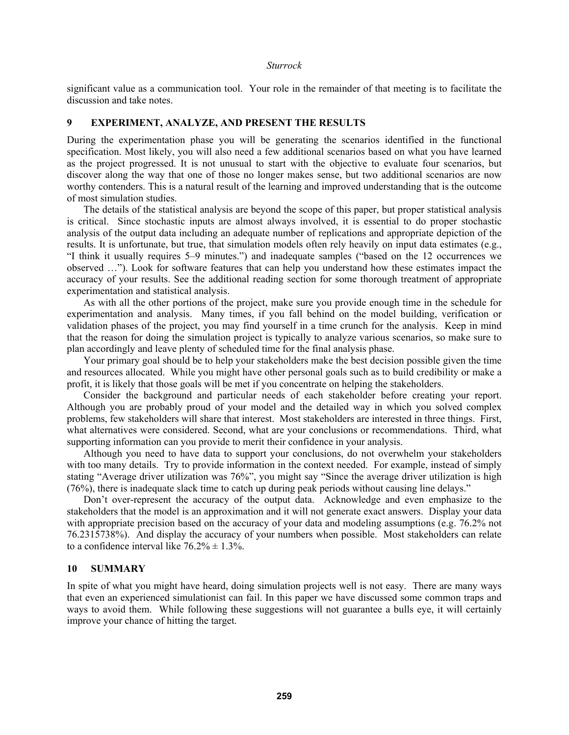significant value as a communication tool. Your role in the remainder of that meeting is to facilitate the discussion and take notes.

## 9 EXPERIMENT, ANALYZE, AND PRESENT THE RESULTS

During the experimentation phase you will be generating the scenarios identified in the functional specification. Most likely, you will also need a few additional scenarios based on what you have learned as the project progressed. It is not unusual to start with the objective to evaluate four scenarios, but discover along the way that one of those no longer makes sense, but two additional scenarios are now worthy contenders. This is a natural result of the learning and improved understanding that is the outcome of most simulation studies.

The details of the statistical analysis are beyond the scope of this paper, but proper statistical analysis is critical. Since stochastic inputs are almost always involved, it is essential to do proper stochastic analysis of the output data including an adequate number of replications and appropriate depiction of the results. It is unfortunate, but true, that simulation models often rely heavily on input data estimates (e.g., "I think it usually requires 5–9 minutes.") and inadequate samples ("based on the 12 occurrences we observed …"). Look for software features that can help you understand how these estimates impact the accuracy of your results. See the additional reading section for some thorough treatment of appropriate experimentation and statistical analysis.

As with all the other portions of the project, make sure you provide enough time in the schedule for experimentation and analysis. Many times, if you fall behind on the model building, verification or validation phases of the project, you may find yourself in a time crunch for the analysis. Keep in mind that the reason for doing the simulation project is typically to analyze various scenarios, so make sure to plan accordingly and leave plenty of scheduled time for the final analysis phase.

Your primary goal should be to help your stakeholders make the best decision possible given the time and resources allocated. While you might have other personal goals such as to build credibility or make a profit, it is likely that those goals will be met if you concentrate on helping the stakeholders.

Consider the background and particular needs of each stakeholder before creating your report. Although you are probably proud of your model and the detailed way in which you solved complex problems, few stakeholders will share that interest. Most stakeholders are interested in three things. First, what alternatives were considered. Second, what are your conclusions or recommendations. Third, what supporting information can you provide to merit their confidence in your analysis.

Although you need to have data to support your conclusions, do not overwhelm your stakeholders with too many details. Try to provide information in the context needed. For example, instead of simply stating "Average driver utilization was 76%", you might say "Since the average driver utilization is high (76%), there is inadequate slack time to catch up during peak periods without causing line delays."

Don't over-represent the accuracy of the output data. Acknowledge and even emphasize to the stakeholders that the model is an approximation and it will not generate exact answers. Display your data with appropriate precision based on the accuracy of your data and modeling assumptions (e.g. 76.2% not 76.2315738%). And display the accuracy of your numbers when possible. Most stakeholders can relate to a confidence interval like $76.2\% \pm 1.3\%$.

## 10 SUMMARY

In spite of what you might have heard, doing simulation projects well is not easy. There are many ways that even an experienced simulationist can fail. In this paper we have discussed some common traps and ways to avoid them. While following these suggestions will not guarantee a bulls eye, it will certainly improve your chance of hitting the target.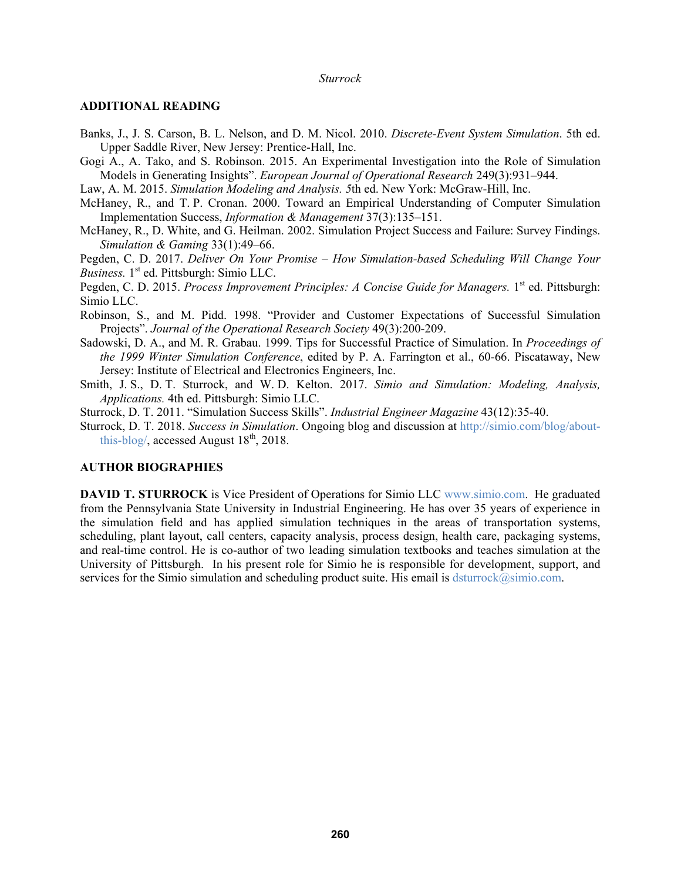## ADDITIONAL READING

Banks, J., J. S. Carson, B. L. Nelson, and D. M. Nicol. 2010. *Discrete-Event System Simulation*. 5th ed. Upper Saddle River, New Jersey: Prentice-Hall, Inc.

Gogi A., A. Tako, and S. Robinson. 2015. An Experimental Investigation into the Role of Simulation Models in Generating Insights". *European Journal of Operational Research* 249(3):931–944.

Law, A. M. 2015. *Simulation Modeling and Analysis. 5*th ed. New York: McGraw-Hill, Inc.

McHaney, R., and T. P. Cronan. 2000. Toward an Empirical Understanding of Computer Simulation Implementation Success, *Information & Management* 37(3):135–151.

McHaney, R., D. White, and G. Heilman. 2002. Simulation Project Success and Failure: Survey Findings. *Simulation & Gaming* 33(1):49–66.

Pegden, C. D. 2017. *Deliver On Your Promise – How Simulation-based Scheduling Will Change Your Business.* 1st ed. Pittsburgh: Simio LLC.

Pegden, C. D. 2015. *Process Improvement Principles: A Concise Guide for Managers.* 1st ed. Pittsburgh: Simio LLC.

Robinson, S., and M. Pidd. 1998. "Provider and Customer Expectations of Successful Simulation Projects". *Journal of the Operational Research Society* 49(3):200-209.

Sadowski, D. A., and M. R. Grabau. 1999. Tips for Successful Practice of Simulation. In *Proceedings of the 1999 Winter Simulation Conference*, edited by P. A. Farrington et al., 60-66. Piscataway, New Jersey: Institute of Electrical and Electronics Engineers, Inc.

Smith, J. S., D. T. Sturrock, and W. D. Kelton. 2017. *Simio and Simulation: Modeling, Analysis, Applications.* 4th ed. Pittsburgh: Simio LLC.

Sturrock, D. T. 2011. "Simulation Success Skills". *Industrial Engineer Magazine* 43(12):35-40.

Sturrock, D. T. 2018. *Success in Simulation*. Ongoing blog and discussion at http://simio.com/blog/about-this-blog/, accessed August 18th, 2018.

## AUTHOR BIOGRAPHIES

**DAVID T. STURROCK** is Vice President of Operations for Simio LLC www.simio.com. He graduated from the Pennsylvania State University in Industrial Engineering. He has over 35 years of experience in the simulation field and has applied simulation techniques in the areas of transportation systems, scheduling, plant layout, call centers, capacity analysis, process design, health care, packaging systems, and real-time control. He is co-author of two leading simulation textbooks and teaches simulation at the University of Pittsburgh. In his present role for Simio he is responsible for development, support, and services for the Simio simulation and scheduling product suite. His email is dsturrock@simio.com.